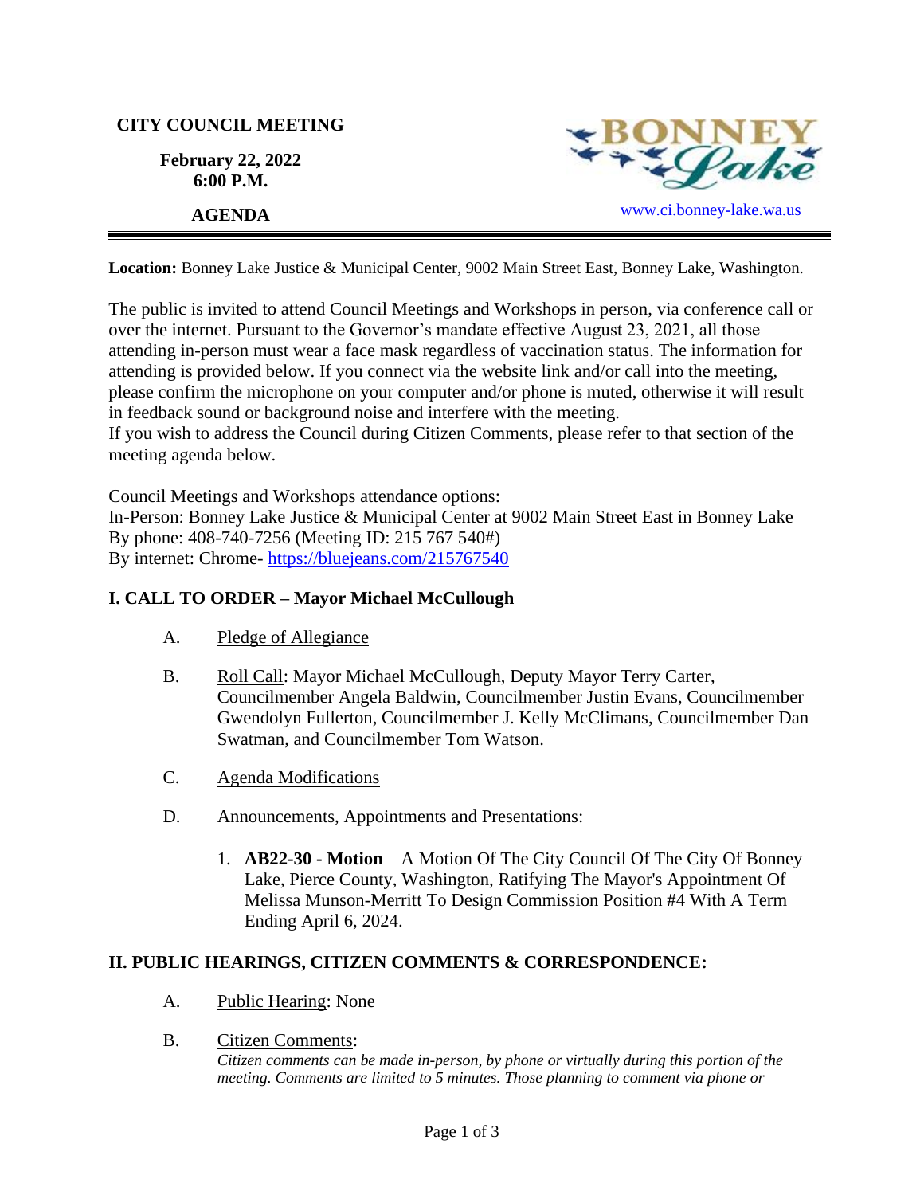**CITY COUNCIL MEETING**

**February 22, 2022**
**6:00 P.M.**

**AGENDA**

BONNEY Lake

www.ci.bonney-lake.wa.us

---

**Location:** Bonney Lake Justice & Municipal Center, 9002 Main Street East, Bonney Lake, Washington.

The public is invited to attend Council Meetings and Workshops in person, via conference call or over the internet. Pursuant to the Governor's mandate effective August 23, 2021, all those attending in-person must wear a face mask regardless of vaccination status. The information for attending is provided below. If you connect via the website link and/or call into the meeting, please confirm the microphone on your computer and/or phone is muted, otherwise it will result in feedback sound or background noise and interfere with the meeting.
If you wish to address the Council during Citizen Comments, please refer to that section of the meeting agenda below.

Council Meetings and Workshops attendance options:
In-Person: Bonney Lake Justice & Municipal Center at 9002 Main Street East in Bonney Lake
By phone: 408-740-7256 (Meeting ID: 215 767 540#)
By internet: Chrome- https://bluejeans.com/215767540

## I. CALL TO ORDER – Mayor Michael McCullough

A. Pledge of Allegiance

B. Roll Call: Mayor Michael McCullough, Deputy Mayor Terry Carter, Councilmember Angela Baldwin, Councilmember Justin Evans, Councilmember Gwendolyn Fullerton, Councilmember J. Kelly McClimans, Councilmember Dan Swatman, and Councilmember Tom Watson.

C. Agenda Modifications

D. Announcements, Appointments and Presentations:

1. **AB22-30 - Motion** – A Motion Of The City Council Of The City Of Bonney Lake, Pierce County, Washington, Ratifying The Mayor's Appointment Of Melissa Munson-Merritt To Design Commission Position #4 With A Term Ending April 6, 2024.

## II. PUBLIC HEARINGS, CITIZEN COMMENTS & CORRESPONDENCE:

A. Public Hearing: None

B. Citizen Comments:
*Citizen comments can be made in-person, by phone or virtually during this portion of the meeting. Comments are limited to 5 minutes. Those planning to comment via phone or*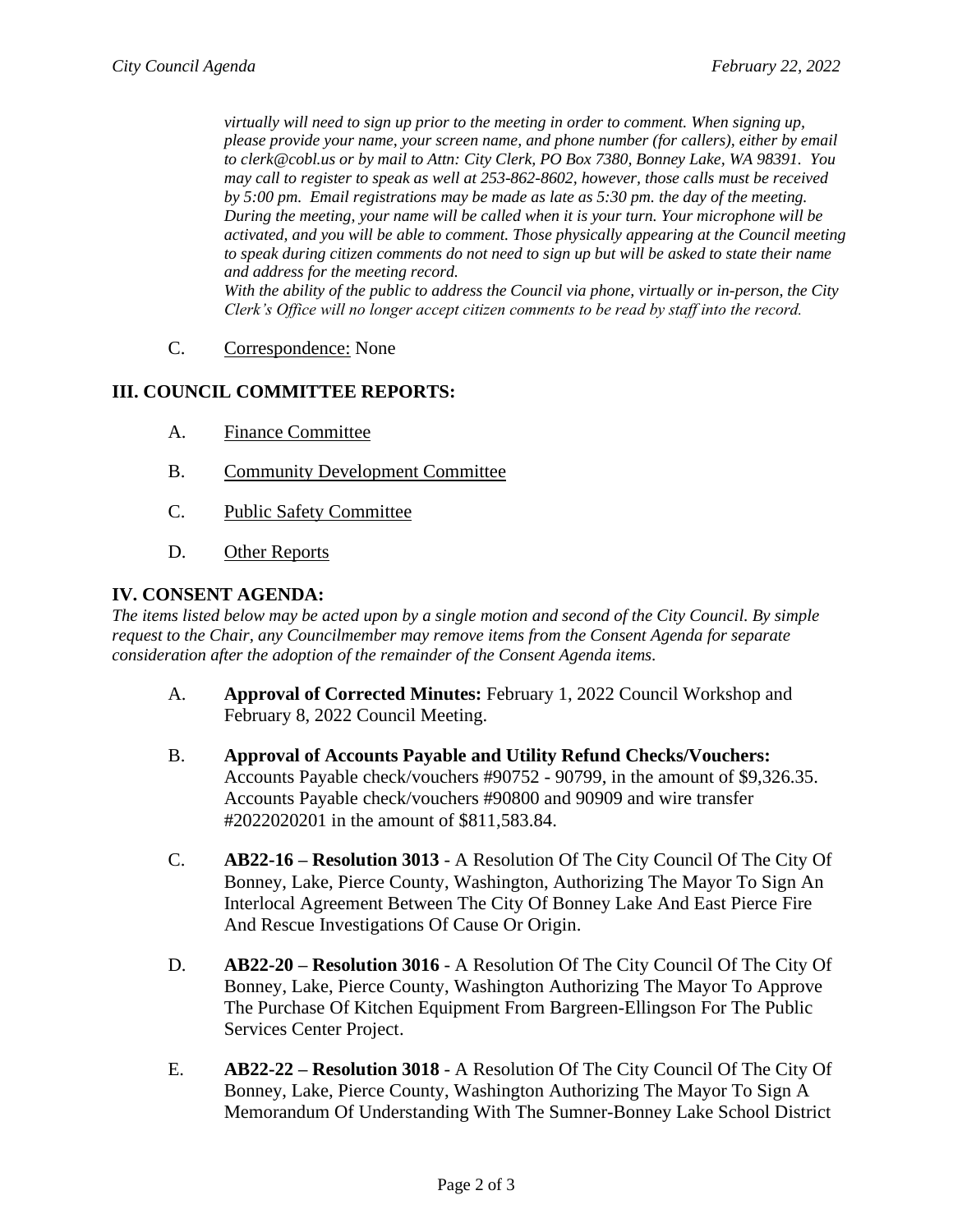*virtually will need to sign up prior to the meeting in order to comment. When signing up, please provide your name, your screen name, and phone number (for callers), either by email to clerk@cobl.us or by mail to Attn: City Clerk, PO Box 7380, Bonney Lake, WA 98391. You may call to register to speak as well at 253-862-8602, however, those calls must be received by 5:00 pm. Email registrations may be made as late as 5:30 pm. the day of the meeting. During the meeting, your name will be called when it is your turn. Your microphone will be activated, and you will be able to comment. Those physically appearing at the Council meeting to speak during citizen comments do not need to sign up but will be asked to state their name and address for the meeting record.*

*With the ability of the public to address the Council via phone, virtually or in-person, the City Clerk's Office will no longer accept citizen comments to be read by staff into the record.*

C. Correspondence: None

## III. COUNCIL COMMITTEE REPORTS:

A. Finance Committee

B. Community Development Committee

C. Public Safety Committee

D. Other Reports

## IV. CONSENT AGENDA:

*The items listed below may be acted upon by a single motion and second of the City Council. By simple request to the Chair, any Councilmember may remove items from the Consent Agenda for separate consideration after the adoption of the remainder of the Consent Agenda items.*

A. **Approval of Corrected Minutes:** February 1, 2022 Council Workshop and February 8, 2022 Council Meeting.

B. **Approval of Accounts Payable and Utility Refund Checks/Vouchers:** Accounts Payable check/vouchers #90752 - 90799, in the amount of $9,326.35. Accounts Payable check/vouchers #90800 and 90909 and wire transfer #2022020201 in the amount of $811,583.84.

C. **AB22-16 – Resolution 3013** - A Resolution Of The City Council Of The City Of Bonney, Lake, Pierce County, Washington, Authorizing The Mayor To Sign An Interlocal Agreement Between The City Of Bonney Lake And East Pierce Fire And Rescue Investigations Of Cause Or Origin.

D. **AB22-20 – Resolution 3016** - A Resolution Of The City Council Of The City Of Bonney, Lake, Pierce County, Washington Authorizing The Mayor To Approve The Purchase Of Kitchen Equipment From Bargreen-Ellingson For The Public Services Center Project.

E. **AB22-22 – Resolution 3018** - A Resolution Of The City Council Of The City Of Bonney, Lake, Pierce County, Washington Authorizing The Mayor To Sign A Memorandum Of Understanding With The Sumner-Bonney Lake School District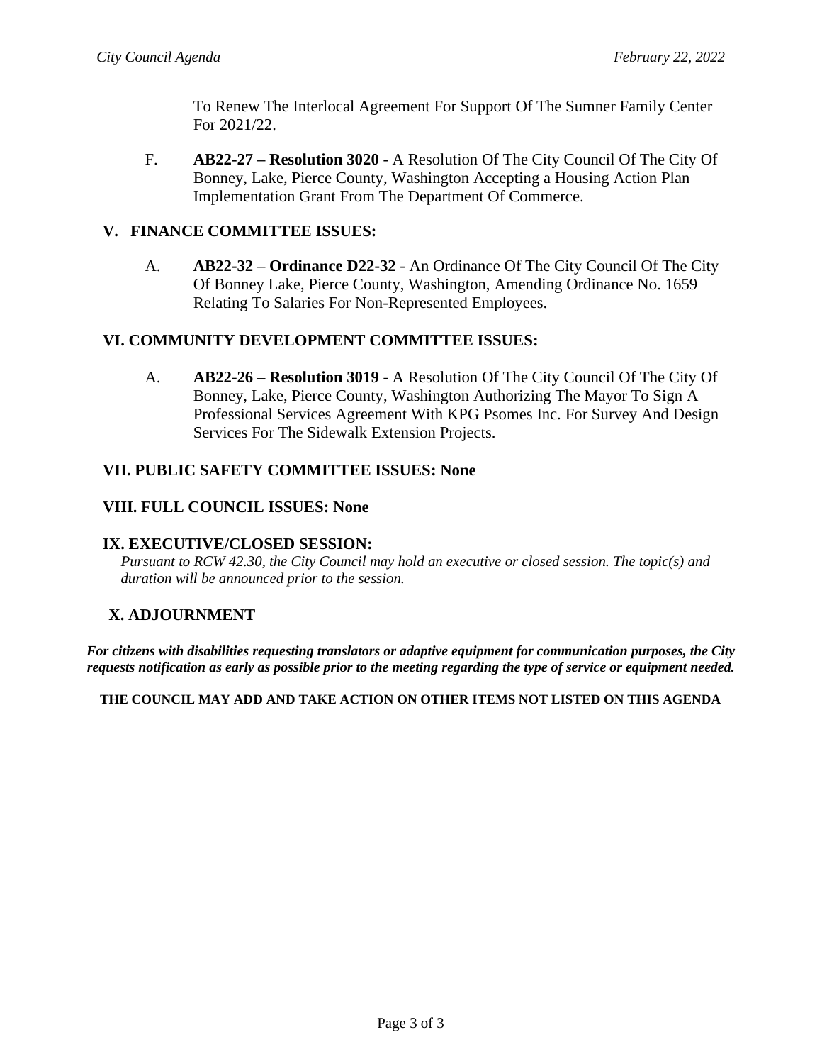To Renew The Interlocal Agreement For Support Of The Sumner Family Center For 2021/22.

F. **AB22-27 – Resolution 3020** - A Resolution Of The City Council Of The City Of Bonney, Lake, Pierce County, Washington Accepting a Housing Action Plan Implementation Grant From The Department Of Commerce.

## V. FINANCE COMMITTEE ISSUES:

A. **AB22-32 – Ordinance D22-32** - An Ordinance Of The City Council Of The City Of Bonney Lake, Pierce County, Washington, Amending Ordinance No. 1659 Relating To Salaries For Non-Represented Employees.

## VI. COMMUNITY DEVELOPMENT COMMITTEE ISSUES:

A. **AB22-26 – Resolution 3019** - A Resolution Of The City Council Of The City Of Bonney, Lake, Pierce County, Washington Authorizing The Mayor To Sign A Professional Services Agreement With KPG Psomes Inc. For Survey And Design Services For The Sidewalk Extension Projects.

## VII. PUBLIC SAFETY COMMITTEE ISSUES: None

## VIII. FULL COUNCIL ISSUES: None

## IX. EXECUTIVE/CLOSED SESSION:

*Pursuant to RCW 42.30, the City Council may hold an executive or closed session. The topic(s) and duration will be announced prior to the session.*

## X. ADJOURNMENT

***For citizens with disabilities requesting translators or adaptive equipment for communication purposes, the City requests notification as early as possible prior to the meeting regarding the type of service or equipment needed.***

**THE COUNCIL MAY ADD AND TAKE ACTION ON OTHER ITEMS NOT LISTED ON THIS AGENDA**